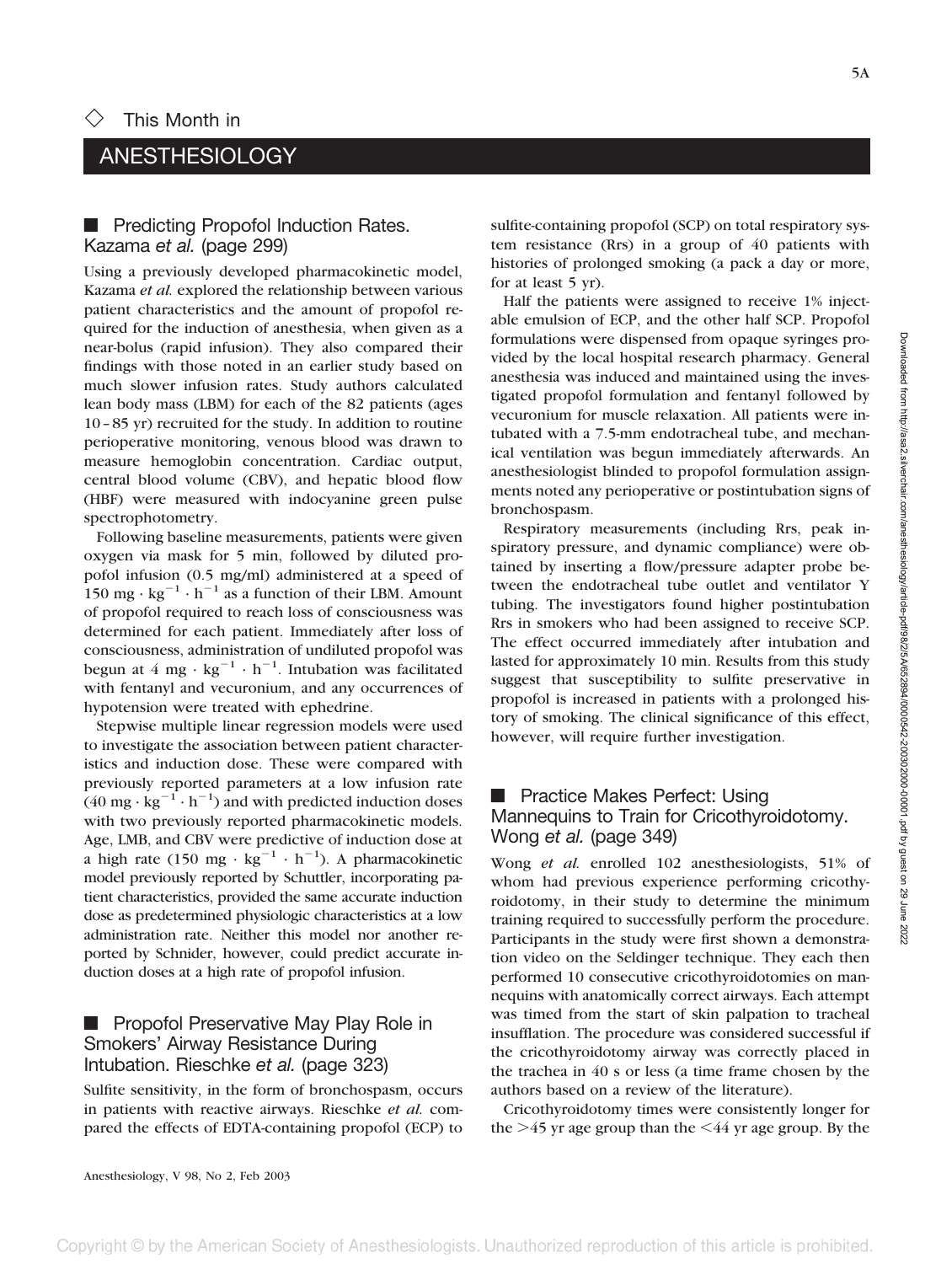## This Month in

# ANESTHESIOLOGY

## Predicting Propofol Induction Rates. Kazama *et al.* (page 299)

Using a previously developed pharmacokinetic model, Kazama *et al.* explored the relationship between various patient characteristics and the amount of propofol required for the induction of anesthesia, when given as a near-bolus (rapid infusion). They also compared their findings with those noted in an earlier study based on much slower infusion rates. Study authors calculated lean body mass (LBM) for each of the 82 patients (ages 10–85 yr) recruited for the study. In addition to routine perioperative monitoring, venous blood was drawn to measure hemoglobin concentration. Cardiac output, central blood volume (CBV), and hepatic blood flow (HBF) were measured with indocyanine green pulse spectrophotometry.

Following baseline measurements, patients were given oxygen via mask for 5 min, followed by diluted propofol infusion (0.5 mg/ml) administered at a speed of $150 \text{ mg} \cdot \text{kg}^{-1} \cdot \text{h}^{-1}$ as a function of their LBM. Amount of propofol required to reach loss of consciousness was determined for each patient. Immediately after loss of consciousness, administration of undiluted propofol was begun at $4 \text{ mg} \cdot \text{kg}^{-1} \cdot \text{h}^{-1}$. Intubation was facilitated with fentanyl and vecuronium, and any occurrences of hypotension were treated with ephedrine.

Stepwise multiple linear regression models were used to investigate the association between patient characteristics and induction dose. These were compared with previously reported parameters at a low infusion rate ($40 \text{ mg} \cdot \text{kg}^{-1} \cdot \text{h}^{-1}$) and with predicted induction doses with two previously reported pharmacokinetic models. Age, LMB, and CBV were predictive of induction dose at a high rate ($150 \text{ mg} \cdot \text{kg}^{-1} \cdot \text{h}^{-1}$). A pharmacokinetic model previously reported by Schuttler, incorporating patient characteristics, provided the same accurate induction dose as predetermined physiologic characteristics at a low administration rate. Neither this model nor another reported by Schnider, however, could predict accurate induction doses at a high rate of propofol infusion.

## Propofol Preservative May Play Role in Smokers' Airway Resistance During Intubation. Rieschke *et al.* (page 323)

Sulfite sensitivity, in the form of bronchospasm, occurs in patients with reactive airways. Rieschke *et al.* compared the effects of EDTA-containing propofol (ECP) to sulfite-containing propofol (SCP) on total respiratory system resistance (Rrs) in a group of 40 patients with histories of prolonged smoking (a pack a day or more, for at least 5 yr).

Half the patients were assigned to receive 1% injectable emulsion of ECP, and the other half SCP. Propofol formulations were dispensed from opaque syringes provided by the local hospital research pharmacy. General anesthesia was induced and maintained using the investigated propofol formulation and fentanyl followed by vecuronium for muscle relaxation. All patients were intubated with a 7.5-mm endotracheal tube, and mechanical ventilation was begun immediately afterwards. An anesthesiologist blinded to propofol formulation assignments noted any perioperative or postintubation signs of bronchospasm.

Respiratory measurements (including Rrs, peak inspiratory pressure, and dynamic compliance) were obtained by inserting a flow/pressure adapter probe between the endotracheal tube outlet and ventilator Y tubing. The investigators found higher postintubation Rrs in smokers who had been assigned to receive SCP. The effect occurred immediately after intubation and lasted for approximately 10 min. Results from this study suggest that susceptibility to sulfite preservative in propofol is increased in patients with a prolonged history of smoking. The clinical significance of this effect, however, will require further investigation.

## Practice Makes Perfect: Using Mannequins to Train for Cricothyroidotomy. Wong *et al.* (page 349)

Wong *et al.* enrolled 102 anesthesiologists, 51% of whom had previous experience performing cricothyroidotomy, in their study to determine the minimum training required to successfully perform the procedure. Participants in the study were first shown a demonstration video on the Seldinger technique. They each then performed 10 consecutive cricothyroidotomies on mannequins with anatomically correct airways. Each attempt was timed from the start of skin palpation to tracheal insufflation. The procedure was considered successful if the cricothyroidotomy airway was correctly placed in the trachea in 40 s or less (a time frame chosen by the authors based on a review of the literature).

Cricothyroidotomy times were consistently longer for the >45 yr age group than the <44 yr age group. By the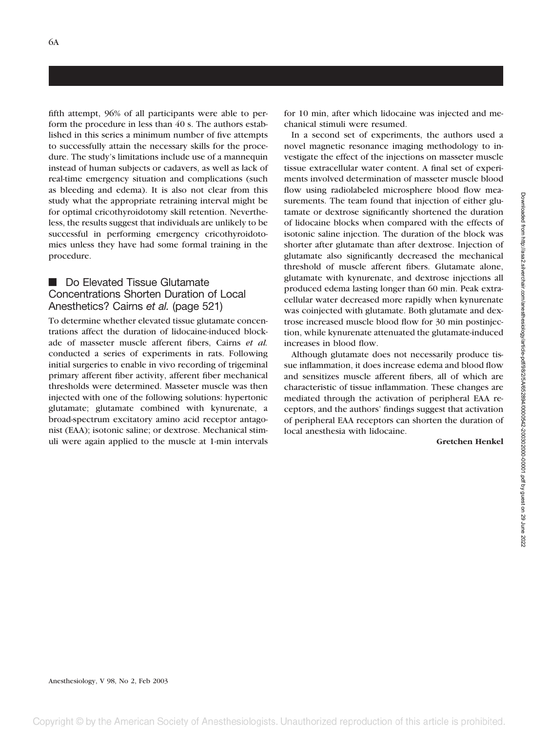fifth attempt, 96% of all participants were able to perform the procedure in less than 40 s. The authors established in this series a minimum number of five attempts to successfully attain the necessary skills for the procedure. The study's limitations include use of a mannequin instead of human subjects or cadavers, as well as lack of real-time emergency situation and complications (such as bleeding and edema). It is also not clear from this study what the appropriate retraining interval might be for optimal cricothyroidotomy skill retention. Nevertheless, the results suggest that individuals are unlikely to be successful in performing emergency cricothyroidotomies unless they have had some formal training in the procedure.

## Do Elevated Tissue Glutamate Concentrations Shorten Duration of Local Anesthetics? Cairns *et al.* (page 521)

To determine whether elevated tissue glutamate concentrations affect the duration of lidocaine-induced blockade of masseter muscle afferent fibers, Cairns *et al.* conducted a series of experiments in rats. Following initial surgeries to enable in vivo recording of trigeminal primary afferent fiber activity, afferent fiber mechanical thresholds were determined. Masseter muscle was then injected with one of the following solutions: hypertonic glutamate; glutamate combined with kynurenate, a broad-spectrum excitatory amino acid receptor antagonist (EAA); isotonic saline; or dextrose. Mechanical stimuli were again applied to the muscle at 1-min intervals for 10 min, after which lidocaine was injected and mechanical stimuli were resumed.

In a second set of experiments, the authors used a novel magnetic resonance imaging methodology to investigate the effect of the injections on masseter muscle tissue extracellular water content. A final set of experiments involved determination of masseter muscle blood flow using radiolabeled microsphere blood flow measurements. The team found that injection of either glutamate or dextrose significantly shortened the duration of lidocaine blocks when compared with the effects of isotonic saline injection. The duration of the block was shorter after glutamate than after dextrose. Injection of glutamate also significantly decreased the mechanical threshold of muscle afferent fibers. Glutamate alone, glutamate with kynurenate, and dextrose injections all produced edema lasting longer than 60 min. Peak extracellular water decreased more rapidly when kynurenate was coinjected with glutamate. Both glutamate and dextrose increased muscle blood flow for 30 min postinjection, while kynurenate attenuated the glutamate-induced increases in blood flow.

Although glutamate does not necessarily produce tissue inflammation, it does increase edema and blood flow and sensitizes muscle afferent fibers, all of which are characteristic of tissue inflammation. These changes are mediated through the activation of peripheral EAA receptors, and the authors' findings suggest that activation of peripheral EAA receptors can shorten the duration of local anesthesia with lidocaine.

**Gretchen Henkel**